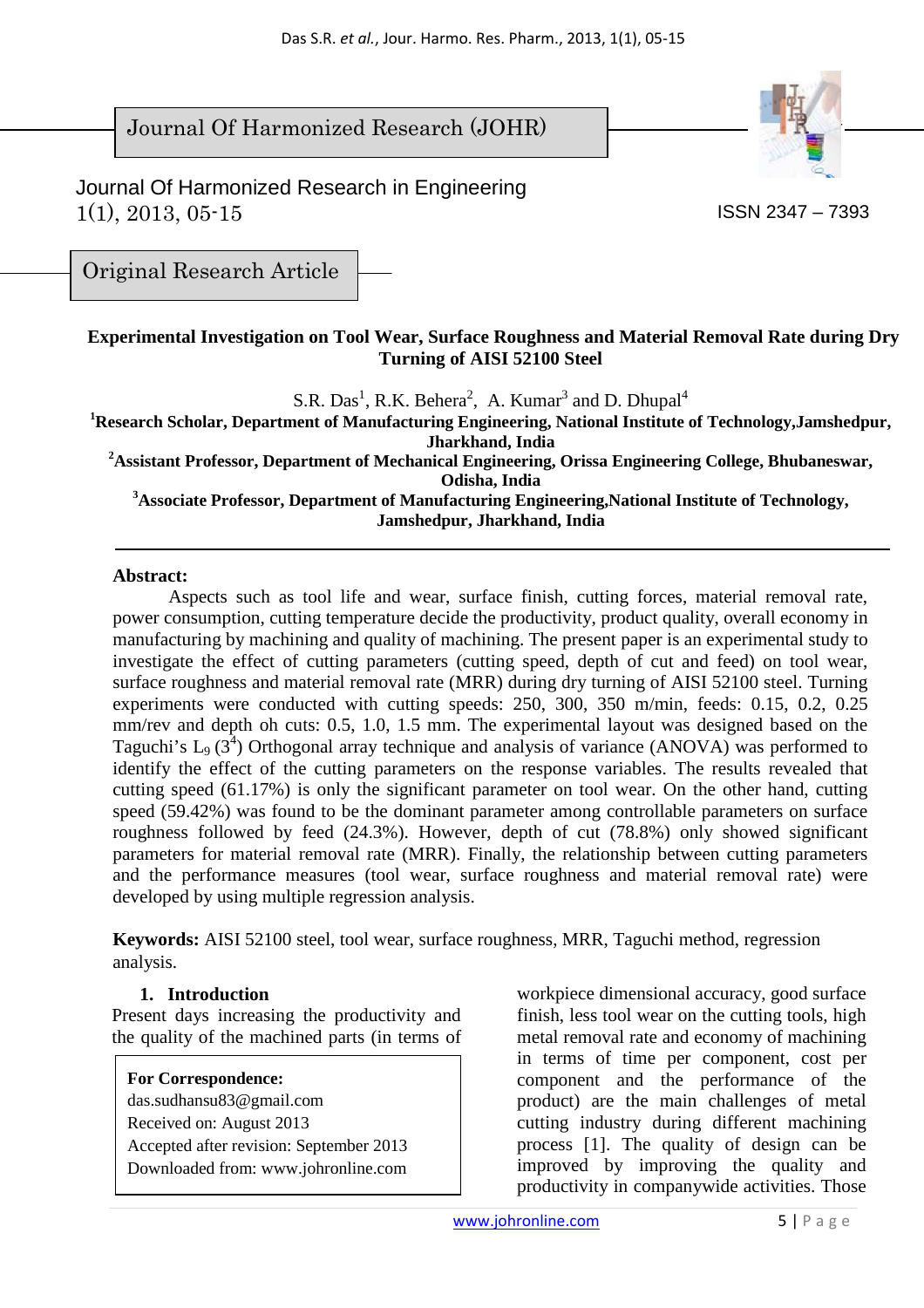Journal Of Harmonized Research (JOHR)

Journal Of Harmonized Research in Engineering
1(1), 2013, 05-15

ISSN 2347 – 7393

Original Research Article

# Experimental Investigation on Tool Wear, Surface Roughness and Material Removal Rate during Dry Turning of AISI 52100 Steel

S.R. Das[1], R.K. Behera[2], A. Kumar[3] and D. Dhupal[4]

[1]Research Scholar, Department of Manufacturing Engineering, National Institute of Technology,Jamshedpur, Jharkhand, India

[2]Assistant Professor, Department of Mechanical Engineering, Orissa Engineering College, Bhubaneswar, Odisha, India

[3]Associate Professor, Department of Manufacturing Engineering,National Institute of Technology, Jamshedpur, Jharkhand, India

**Abstract:**

Aspects such as tool life and wear, surface finish, cutting forces, material removal rate, power consumption, cutting temperature decide the productivity, product quality, overall economy in manufacturing by machining and quality of machining. The present paper is an experimental study to investigate the effect of cutting parameters (cutting speed, depth of cut and feed) on tool wear, surface roughness and material removal rate (MRR) during dry turning of AISI 52100 steel. Turning experiments were conducted with cutting speeds: 250, 300, 350 m/min, feeds: 0.15, 0.2, 0.25 mm/rev and depth oh cuts: 0.5, 1.0, 1.5 mm. The experimental layout was designed based on the Taguchi's $L_9$ ($3^4$) Orthogonal array technique and analysis of variance (ANOVA) was performed to identify the effect of the cutting parameters on the response variables. The results revealed that cutting speed (61.17%) is only the significant parameter on tool wear. On the other hand, cutting speed (59.42%) was found to be the dominant parameter among controllable parameters on surface roughness followed by feed (24.3%). However, depth of cut (78.8%) only showed significant parameters for material removal rate (MRR). Finally, the relationship between cutting parameters and the performance measures (tool wear, surface roughness and material removal rate) were developed by using multiple regression analysis.

**Keywords:** AISI 52100 steel, tool wear, surface roughness, MRR, Taguchi method, regression analysis.

## 1. Introduction

Present days increasing the productivity and the quality of the machined parts (in terms of workpiece dimensional accuracy, good surface finish, less tool wear on the cutting tools, high metal removal rate and economy of machining in terms of time per component, cost per component and the performance of the product) are the main challenges of metal cutting industry during different machining process [1]. The quality of design can be improved by improving the quality and productivity in companywide activities. Those

**For Correspondence:**
das.sudhansu83@gmail.com
Received on: August 2013
Accepted after revision: September 2013
Downloaded from: www.johronline.com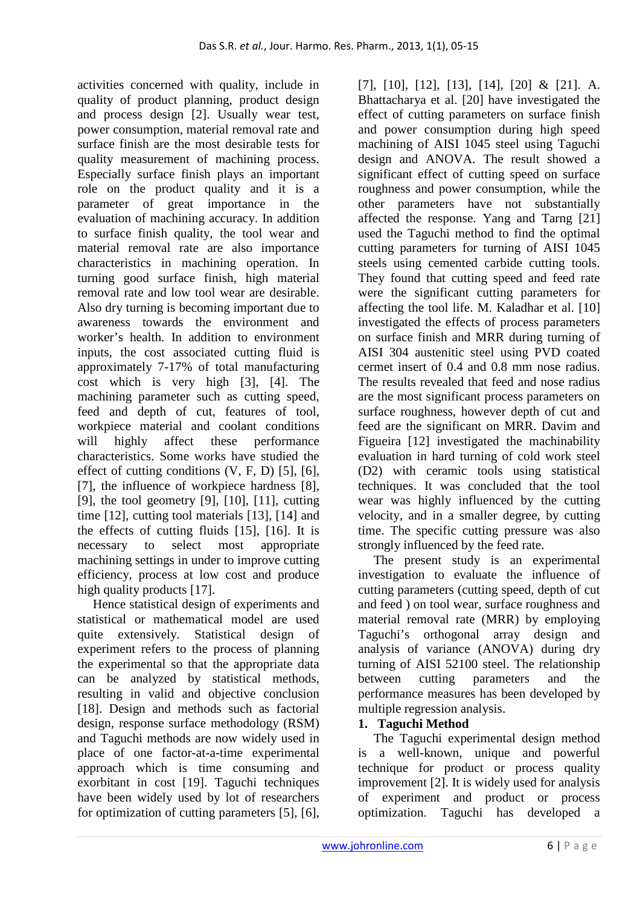activities concerned with quality, include in quality of product planning, product design and process design [2]. Usually wear test, power consumption, material removal rate and surface finish are the most desirable tests for quality measurement of machining process. Especially surface finish plays an important role on the product quality and it is a parameter of great importance in the evaluation of machining accuracy. In addition to surface finish quality, the tool wear and material removal rate are also importance characteristics in machining operation. In turning good surface finish, high material removal rate and low tool wear are desirable. Also dry turning is becoming important due to awareness towards the environment and worker's health. In addition to environment inputs, the cost associated cutting fluid is approximately 7-17% of total manufacturing cost which is very high [3], [4]. The machining parameter such as cutting speed, feed and depth of cut, features of tool, workpiece material and coolant conditions will highly affect these performance characteristics. Some works have studied the effect of cutting conditions (V, F, D) [5], [6], [7], the influence of workpiece hardness [8], [9], the tool geometry [9], [10], [11], cutting time [12], cutting tool materials [13], [14] and the effects of cutting fluids [15], [16]. It is necessary to select most appropriate machining settings in under to improve cutting efficiency, process at low cost and produce high quality products [17].

Hence statistical design of experiments and statistical or mathematical model are used quite extensively. Statistical design of experiment refers to the process of planning the experimental so that the appropriate data can be analyzed by statistical methods, resulting in valid and objective conclusion [18]. Design and methods such as factorial design, response surface methodology (RSM) and Taguchi methods are now widely used in place of one factor-at-a-time experimental approach which is time consuming and exorbitant in cost [19]. Taguchi techniques have been widely used by lot of researchers for optimization of cutting parameters [5], [6], [7], [10], [12], [13], [14], [20] & [21]. A. Bhattacharya et al. [20] have investigated the effect of cutting parameters on surface finish and power consumption during high speed machining of AISI 1045 steel using Taguchi design and ANOVA. The result showed a significant effect of cutting speed on surface roughness and power consumption, while the other parameters have not substantially affected the response. Yang and Tarng [21] used the Taguchi method to find the optimal cutting parameters for turning of AISI 1045 steels using cemented carbide cutting tools. They found that cutting speed and feed rate were the significant cutting parameters for affecting the tool life. M. Kaladhar et al. [10] investigated the effects of process parameters on surface finish and MRR during turning of AISI 304 austenitic steel using PVD coated cermet insert of 0.4 and 0.8 mm nose radius. The results revealed that feed and nose radius are the most significant process parameters on surface roughness, however depth of cut and feed are the significant on MRR. Davim and Figueira [12] investigated the machinability evaluation in hard turning of cold work steel (D2) with ceramic tools using statistical techniques. It was concluded that the tool wear was highly influenced by the cutting velocity, and in a smaller degree, by cutting time. The specific cutting pressure was also strongly influenced by the feed rate.

The present study is an experimental investigation to evaluate the influence of cutting parameters (cutting speed, depth of cut and feed ) on tool wear, surface roughness and material removal rate (MRR) by employing Taguchi's orthogonal array design and analysis of variance (ANOVA) during dry turning of AISI 52100 steel. The relationship between cutting parameters and the performance measures has been developed by multiple regression analysis.

## 1. Taguchi Method

The Taguchi experimental design method is a well-known, unique and powerful technique for product or process quality improvement [2]. It is widely used for analysis of experiment and product or process optimization. Taguchi has developed a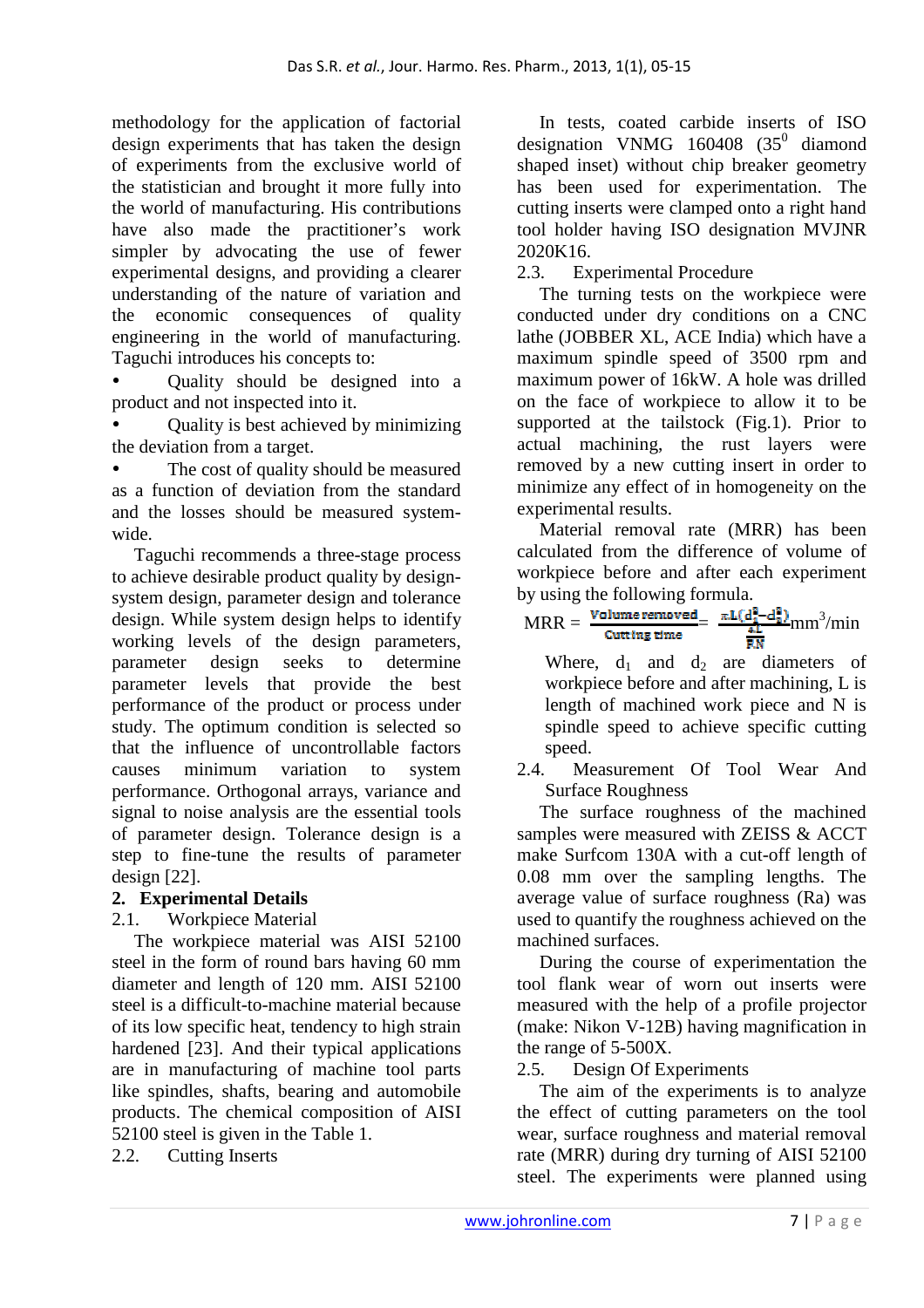methodology for the application of factorial design experiments that has taken the design of experiments from the exclusive world of the statistician and brought it more fully into the world of manufacturing. His contributions have also made the practitioner's work simpler by advocating the use of fewer experimental designs, and providing a clearer understanding of the nature of variation and the economic consequences of quality engineering in the world of manufacturing. Taguchi introduces his concepts to:

- Quality should be designed into a product and not inspected into it.
- Quality is best achieved by minimizing the deviation from a target.
- The cost of quality should be measured as a function of deviation from the standard and the losses should be measured system-wide.

Taguchi recommends a three-stage process to achieve desirable product quality by design-system design, parameter design and tolerance design. While system design helps to identify working levels of the design parameters, parameter design seeks to determine parameter levels that provide the best performance of the product or process under study. The optimum condition is selected so that the influence of uncontrollable factors causes minimum variation to system performance. Orthogonal arrays, variance and signal to noise analysis are the essential tools of parameter design. Tolerance design is a step to fine-tune the results of parameter design [22].

## 2. Experimental Details

### 2.1. Workpiece Material

The workpiece material was AISI 52100 steel in the form of round bars having 60 mm diameter and length of 120 mm. AISI 52100 steel is a difficult-to-machine material because of its low specific heat, tendency to high strain hardened [23]. And their typical applications are in manufacturing of machine tool parts like spindles, shafts, bearing and automobile products. The chemical composition of AISI 52100 steel is given in the Table 1.

### 2.2. Cutting Inserts

In tests, coated carbide inserts of ISO designation VNMG 160408 ($35^0$ diamond shaped inset) without chip breaker geometry has been used for experimentation. The cutting inserts were clamped onto a right hand tool holder having ISO designation MVJNR 2020K16.

### 2.3. Experimental Procedure

The turning tests on the workpiece were conducted under dry conditions on a CNC lathe (JOBBER XL, ACE India) which have a maximum spindle speed of 3500 rpm and maximum power of 16kW. A hole was drilled on the face of workpiece to allow it to be supported at the tailstock (Fig.1). Prior to actual machining, the rust layers were removed by a new cutting insert in order to minimize any effect of in homogeneity on the experimental results.

Material removal rate (MRR) has been calculated from the difference of volume of workpiece before and after each experiment by using the following formula.

$$\text{MRR} = \frac{\text{Volume removed}}{\text{Cutting time}} = \frac{\pi L(d_1^2 - d_2^2)}{\frac{4L}{fN}} \text{mm}^3/\text{min}$$

Where, $d_1$ and $d_2$ are diameters of workpiece before and after machining, L is length of machined work piece and N is spindle speed to achieve specific cutting speed.

### 2.4. Measurement Of Tool Wear And Surface Roughness

The surface roughness of the machined samples were measured with ZEISS & ACCT make Surfcom 130A with a cut-off length of 0.08 mm over the sampling lengths. The average value of surface roughness (Ra) was used to quantify the roughness achieved on the machined surfaces.

During the course of experimentation the tool flank wear of worn out inserts were measured with the help of a profile projector (make: Nikon V-12B) having magnification in the range of 5-500X.

### 2.5. Design Of Experiments

The aim of the experiments is to analyze the effect of cutting parameters on the tool wear, surface roughness and material removal rate (MRR) during dry turning of AISI 52100 steel. The experiments were planned using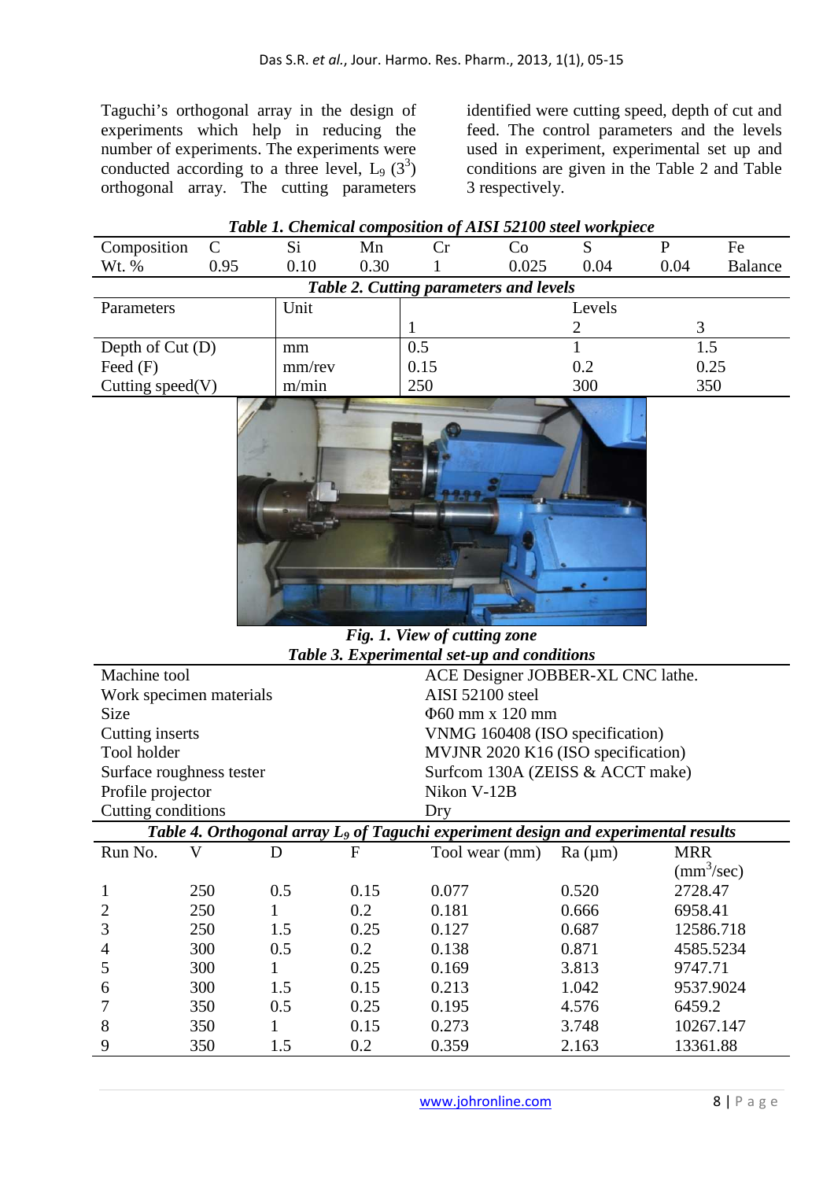Taguchi's orthogonal array in the design of experiments which help in reducing the number of experiments. The experiments were conducted according to a three level, $L_9$ ($3^3$) orthogonal array. The cutting parameters identified were cutting speed, depth of cut and feed. The control parameters and the levels used in experiment, experimental set up and conditions are given in the Table 2 and Table 3 respectively.

***Table 1. Chemical composition of AISI 52100 steel workpiece***

| Composition | C | Si | Mn | Cr | Co | S | P | Fe |
|---|---|---|---|---|---|---|---|---|
| Wt. % | 0.95 | 0.10 | 0.30 | 1 | 0.025 | 0.04 | 0.04 | Balance |

***Table 2. Cutting parameters and levels***

| Parameters | Unit | Levels | | |
|---|---|---|---|---|
| | | 1 | 2 | 3 |
| Depth of Cut (D) | mm | 0.5 | 1 | 1.5 |
| Feed (F) | mm/rev | 0.15 | 0.2 | 0.25 |
| Cutting speed(V) | m/min | 250 | 300 | 350 |

***Fig. 1. View of cutting zone***

***Table 3. Experimental set-up and conditions***

| | |
|---|---|
| Machine tool | ACE Designer JOBBER-XL CNC lathe. |
| Work specimen materials | AISI 52100 steel |
| Size | Φ60 mm x 120 mm |
| Cutting inserts | VNMG 160408 (ISO specification) |
| Tool holder | MVJNR 2020 K16 (ISO specification) |
| Surface roughness tester | Surfcom 130A (ZEISS & ACCT make) |
| Profile projector | Nikon V-12B |
| Cutting conditions | Dry |

***Table 4. Orthogonal array $L_9$ of Taguchi experiment design and experimental results***

| Run No. | V | D | F | Tool wear (mm) | Ra (μm) | MRR ($mm^3$/sec) |
|---|---|---|---|---|---|---|
| 1 | 250 | 0.5 | 0.15 | 0.077 | 0.520 | 2728.47 |
| 2 | 250 | 1 | 0.2 | 0.181 | 0.666 | 6958.41 |
| 3 | 250 | 1.5 | 0.25 | 0.127 | 0.687 | 12586.718 |
| 4 | 300 | 0.5 | 0.2 | 0.138 | 0.871 | 4585.5234 |
| 5 | 300 | 1 | 0.25 | 0.169 | 3.813 | 9747.71 |
| 6 | 300 | 1.5 | 0.15 | 0.213 | 1.042 | 9537.9024 |
| 7 | 350 | 0.5 | 0.25 | 0.195 | 4.576 | 6459.2 |
| 8 | 350 | 1 | 0.15 | 0.273 | 3.748 | 10267.147 |
| 9 | 350 | 1.5 | 0.2 | 0.359 | 2.163 | 13361.88 |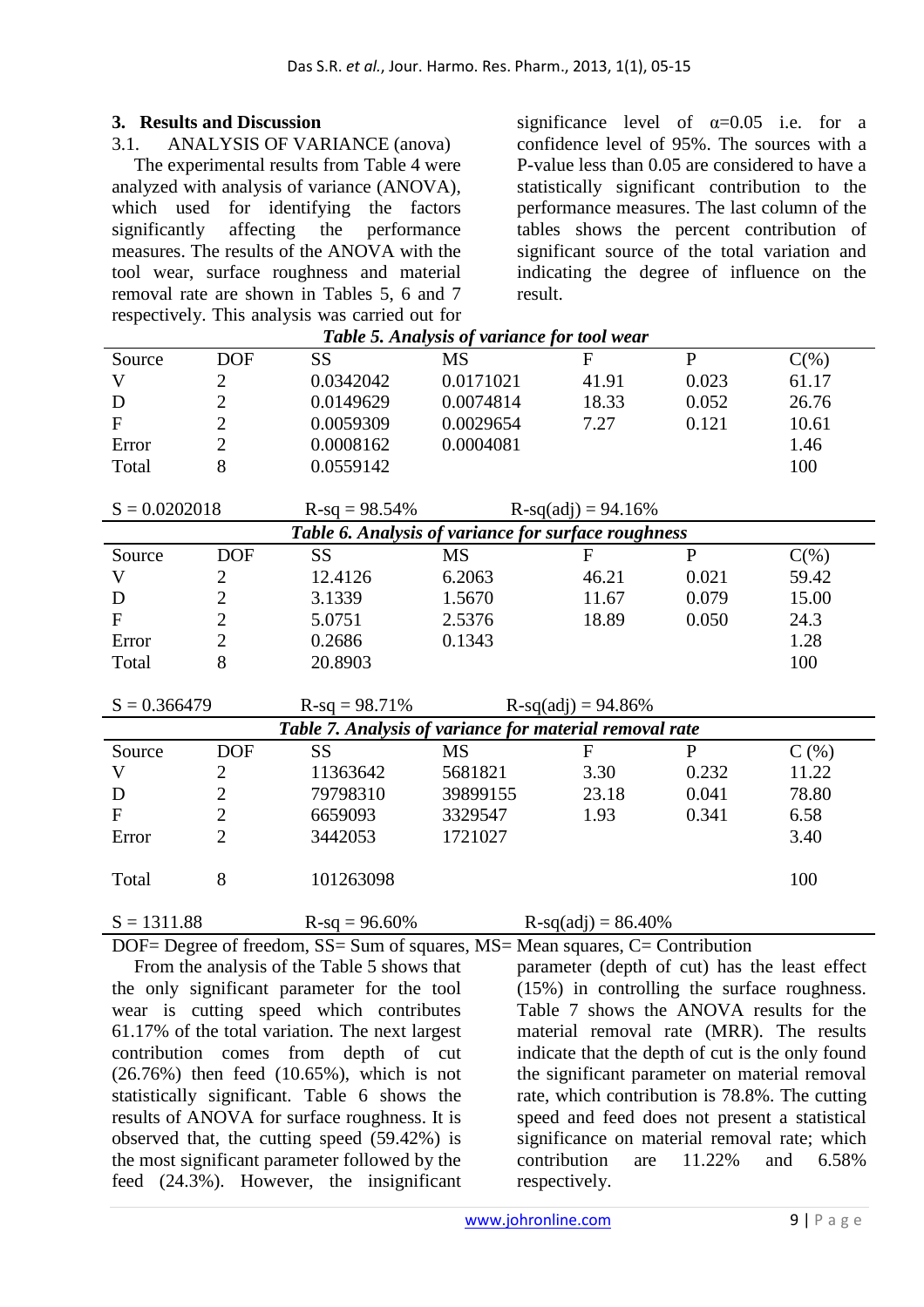## 3. Results and Discussion

### 3.1. ANALYSIS OF VARIANCE (anova)

The experimental results from Table 4 were analyzed with analysis of variance (ANOVA), which used for identifying the factors significantly affecting the performance measures. The results of the ANOVA with the tool wear, surface roughness and material removal rate are shown in Tables 5, 6 and 7 respectively. This analysis was carried out for significance level of $\alpha$=0.05 i.e. for a confidence level of 95%. The sources with a P-value less than 0.05 are considered to have a statistically significant contribution to the performance measures. The last column of the tables shows the percent contribution of significant source of the total variation and indicating the degree of influence on the result.

***Table 5. Analysis of variance for tool wear***

| Source | DOF | SS | MS | F | P | C(%) |
|---|---|---|---|---|---|---|
| V | 2 | 0.0342042 | 0.0171021 | 41.91 | 0.023 | 61.17 |
| D | 2 | 0.0149629 | 0.0074814 | 18.33 | 0.052 | 26.76 |
| F | 2 | 0.0059309 | 0.0029654 | 7.27 | 0.121 | 10.61 |
| Error | 2 | 0.0008162 | 0.0004081 | | | 1.46 |
| Total | 8 | 0.0559142 | | | | 100 |

S = 0.0202018 R-sq = 98.54% R-sq(adj) = 94.16%

***Table 6. Analysis of variance for surface roughness***

| Source | DOF | SS | MS | F | P | C(%) |
|---|---|---|---|---|---|---|
| V | 2 | 12.4126 | 6.2063 | 46.21 | 0.021 | 59.42 |
| D | 2 | 3.1339 | 1.5670 | 11.67 | 0.079 | 15.00 |
| F | 2 | 5.0751 | 2.5376 | 18.89 | 0.050 | 24.3 |
| Error | 2 | 0.2686 | 0.1343 | | | 1.28 |
| Total | 8 | 20.8903 | | | | 100 |

S = 0.366479 R-sq = 98.71% R-sq(adj) = 94.86%

***Table 7. Analysis of variance for material removal rate***

| Source | DOF | SS | MS | F | P | C (%) |
|---|---|---|---|---|---|---|
| V | 2 | 11363642 | 5681821 | 3.30 | 0.232 | 11.22 |
| D | 2 | 79798310 | 39899155 | 23.18 | 0.041 | 78.80 |
| F | 2 | 6659093 | 3329547 | 1.93 | 0.341 | 6.58 |
| Error | 2 | 3442053 | 1721027 | | | 3.40 |
| Total | 8 | 101263098 | | | | 100 |

S = 1311.88 R-sq = 96.60% R-sq(adj) = 86.40%

DOF= Degree of freedom, SS= Sum of squares, MS= Mean squares, C= Contribution

From the analysis of the Table 5 shows that the only significant parameter for the tool wear is cutting speed which contributes 61.17% of the total variation. The next largest contribution comes from depth of cut (26.76%) then feed (10.65%), which is not statistically significant. Table 6 shows the results of ANOVA for surface roughness. It is observed that, the cutting speed (59.42%) is the most significant parameter followed by the feed (24.3%). However, the insignificant parameter (depth of cut) has the least effect (15%) in controlling the surface roughness. Table 7 shows the ANOVA results for the material removal rate (MRR). The results indicate that the depth of cut is the only found the significant parameter on material removal rate, which contribution is 78.8%. The cutting speed and feed does not present a statistical significance on material removal rate; which contribution are 11.22% and 6.58% respectively.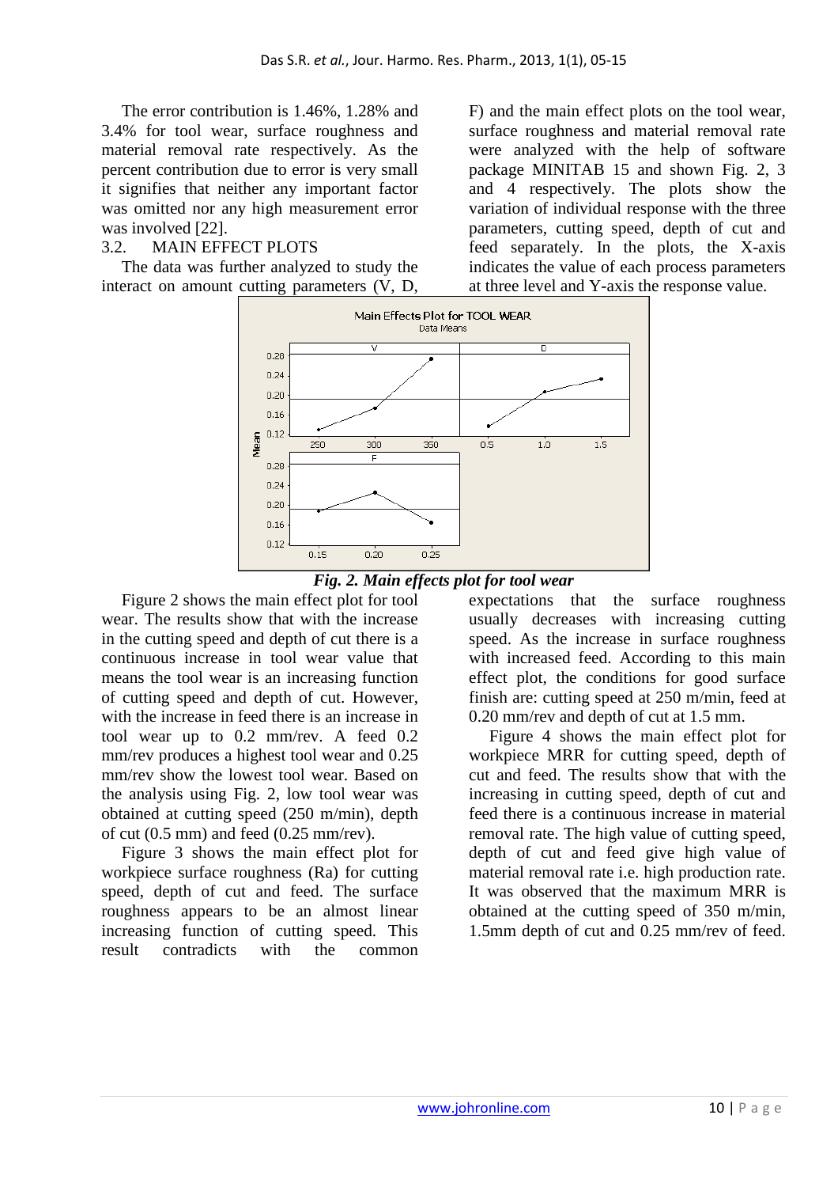The error contribution is 1.46%, 1.28% and 3.4% for tool wear, surface roughness and material removal rate respectively. As the percent contribution due to error is very small it signifies that neither any important factor was omitted nor any high measurement error was involved [22].

### 3.2. MAIN EFFECT PLOTS

The data was further analyzed to study the interact on amount cutting parameters (V, D, F) and the main effect plots on the tool wear, surface roughness and material removal rate were analyzed with the help of software package MINITAB 15 and shown Fig. 2, 3 and 4 respectively. The plots show the variation of individual response with the three parameters, cutting speed, depth of cut and feed separately. In the plots, the X-axis indicates the value of each process parameters at three level and Y-axis the response value.

***Fig. 2. Main effects plot for tool wear***

Figure 2 shows the main effect plot for tool wear. The results show that with the increase in the cutting speed and depth of cut there is a continuous increase in tool wear value that means the tool wear is an increasing function of cutting speed and depth of cut. However, with the increase in feed there is an increase in tool wear up to 0.2 mm/rev. A feed 0.2 mm/rev produces a highest tool wear and 0.25 mm/rev show the lowest tool wear. Based on the analysis using Fig. 2, low tool wear was obtained at cutting speed (250 m/min), depth of cut (0.5 mm) and feed (0.25 mm/rev).

Figure 3 shows the main effect plot for workpiece surface roughness (Ra) for cutting speed, depth of cut and feed. The surface roughness appears to be an almost linear increasing function of cutting speed. This result contradicts with the common expectations that the surface roughness usually decreases with increasing cutting speed. As the increase in surface roughness with increased feed. According to this main effect plot, the conditions for good surface finish are: cutting speed at 250 m/min, feed at 0.20 mm/rev and depth of cut at 1.5 mm.

Figure 4 shows the main effect plot for workpiece MRR for cutting speed, depth of cut and feed. The results show that with the increasing in cutting speed, depth of cut and feed there is a continuous increase in material removal rate. The high value of cutting speed, depth of cut and feed give high value of material removal rate i.e. high production rate. It was observed that the maximum MRR is obtained at the cutting speed of 350 m/min, 1.5mm depth of cut and 0.25 mm/rev of feed.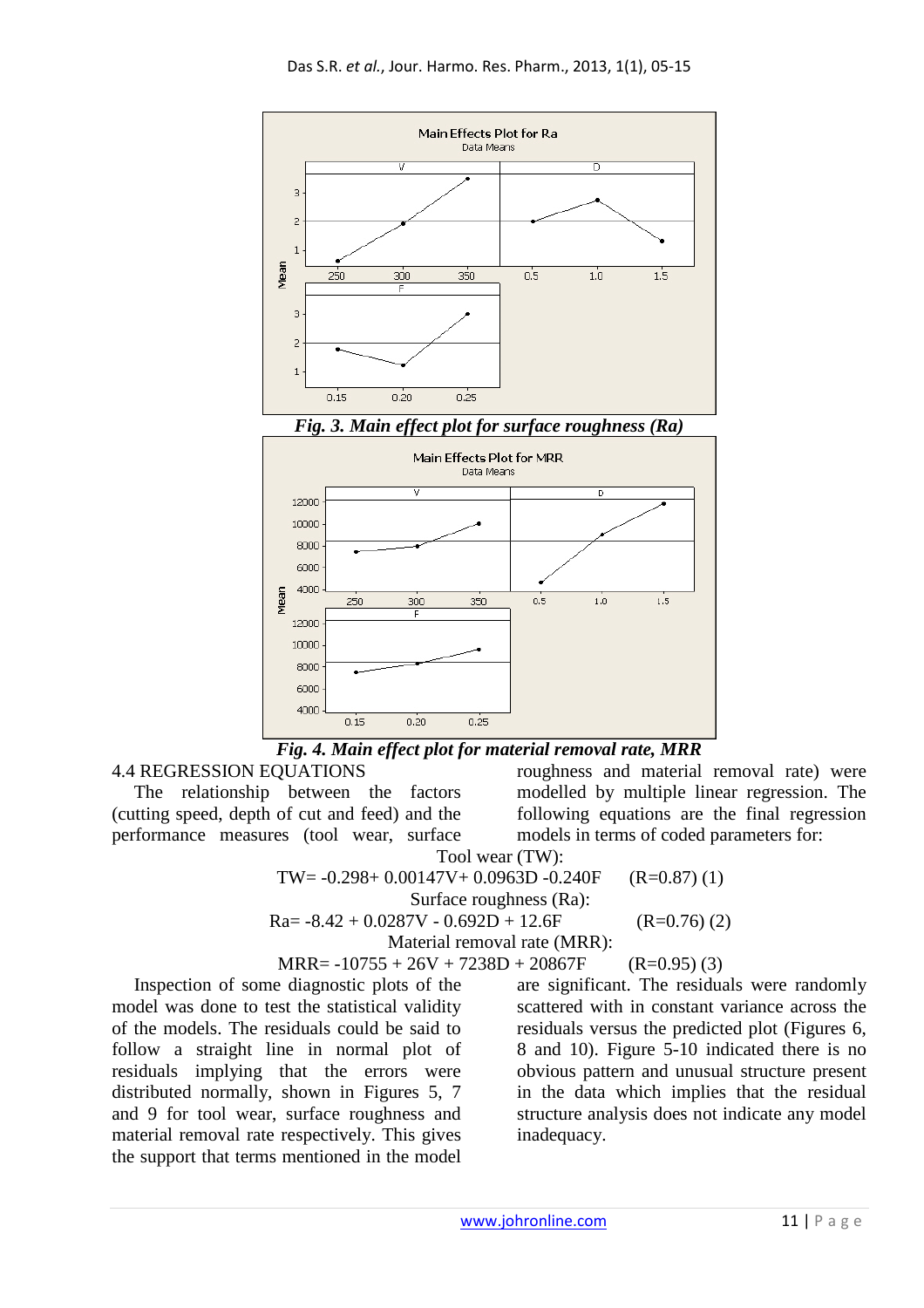*Fig. 3. Main effect plot for surface roughness (Ra)*

*Fig. 4. Main effect plot for material removal rate, MRR*

### 4.4 REGRESSION EQUATIONS

The relationship between the factors (cutting speed, depth of cut and feed) and the performance measures (tool wear, surface roughness and material removal rate) were modelled by multiple linear regression. The following equations are the final regression models in terms of coded parameters for:

Tool wear (TW):

$$TW = -0.298 + 0.00147V + 0.0963D - 0.240F \quad (R=0.87) \quad (1)$$

Surface roughness (Ra):

$$Ra = -8.42 + 0.0287V - 0.692D + 12.6F \quad (R=0.76) \quad (2)$$

Material removal rate (MRR):

$$MRR = -10755 + 26V + 7238D + 20867F \quad (R=0.95) \quad (3)$$

Inspection of some diagnostic plots of the model was done to test the statistical validity of the models. The residuals could be said to follow a straight line in normal plot of residuals implying that the errors were distributed normally, shown in Figures 5, 7 and 9 for tool wear, surface roughness and material removal rate respectively. This gives the support that terms mentioned in the model are significant. The residuals were randomly scattered with in constant variance across the residuals versus the predicted plot (Figures 6, 8 and 10). Figure 5-10 indicated there is no obvious pattern and unusual structure present in the data which implies that the residual structure analysis does not indicate any model inadequacy.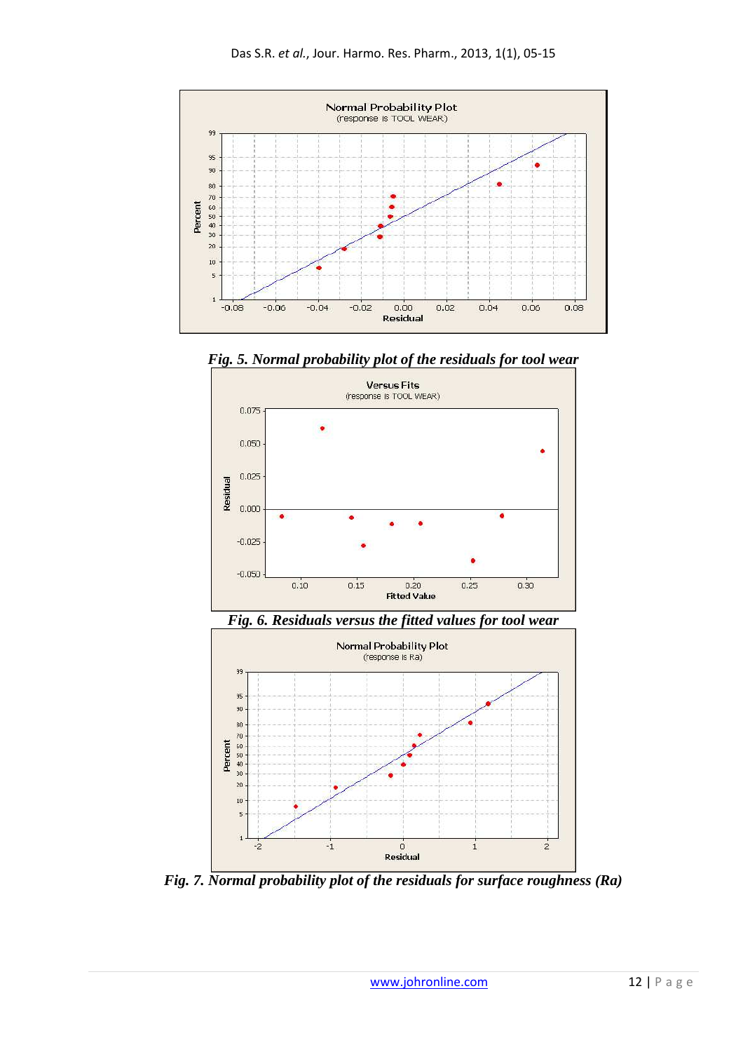*Fig. 5. Normal probability plot of the residuals for tool wear*

*Fig. 6. Residuals versus the fitted values for tool wear*

*Fig. 7. Normal probability plot of the residuals for surface roughness (Ra)*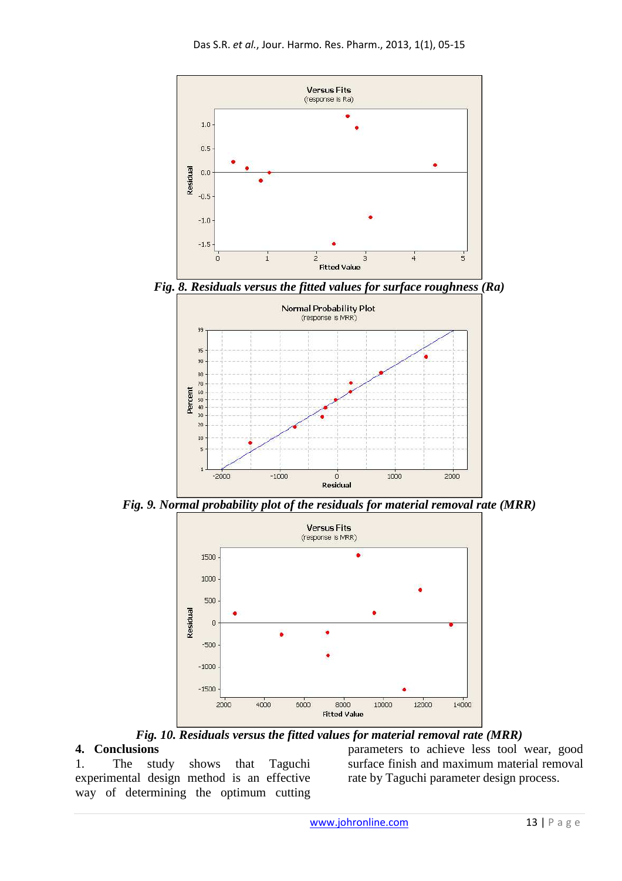*Fig. 8. Residuals versus the fitted values for surface roughness (Ra)*

*Fig. 9. Normal probability plot of the residuals for material removal rate (MRR)*

*Fig. 10. Residuals versus the fitted values for material removal rate (MRR)*

## 4. Conclusions

1. The study shows that Taguchi experimental design method is an effective way of determining the optimum cutting parameters to achieve less tool wear, good surface finish and maximum material removal rate by Taguchi parameter design process.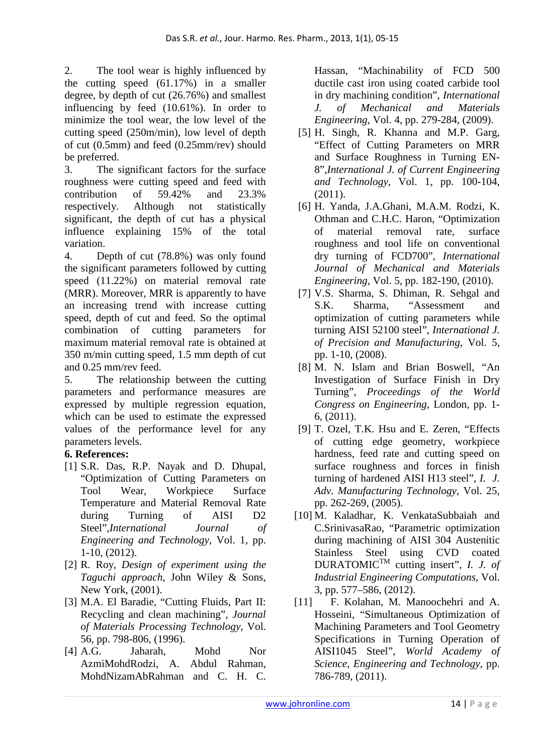2. The tool wear is highly influenced by the cutting speed (61.17%) in a smaller degree, by depth of cut (26.76%) and smallest influencing by feed (10.61%). In order to minimize the tool wear, the low level of the cutting speed (250m/min), low level of depth of cut (0.5mm) and feed (0.25mm/rev) should be preferred.

3. The significant factors for the surface roughness were cutting speed and feed with contribution of 59.42% and 23.3% respectively. Although not statistically significant, the depth of cut has a physical influence explaining 15% of the total variation.

4. Depth of cut (78.8%) was only found the significant parameters followed by cutting speed (11.22%) on material removal rate (MRR). Moreover, MRR is apparently to have an increasing trend with increase cutting speed, depth of cut and feed. So the optimal combination of cutting parameters for maximum material removal rate is obtained at 350 m/min cutting speed, 1.5 mm depth of cut and 0.25 mm/rev feed.

5. The relationship between the cutting parameters and performance measures are expressed by multiple regression equation, which can be used to estimate the expressed values of the performance level for any parameters levels.

## 6. References:

[1] S.R. Das, R.P. Nayak and D. Dhupal, "Optimization of Cutting Parameters on Tool Wear, Workpiece Surface Temperature and Material Removal Rate during Turning of AISI D2 Steel",*International Journal of Engineering and Technology*, Vol. 1, pp. 1-10, (2012).

[2] R. Roy, *Design of experiment using the Taguchi approach*, John Wiley & Sons, New York, (2001).

[3] M.A. El Baradie, "Cutting Fluids, Part II: Recycling and clean machining", *Journal of Materials Processing Technology*, Vol. 56, pp. 798-806, (1996).

[4] A.G. Jaharah, Mohd Nor AzmiMohdRodzi, A. Abdul Rahman, MohdNizamAbRahman and C. H. C. Hassan, "Machinability of FCD 500 ductile cast iron using coated carbide tool in dry machining condition", *International J. of Mechanical and Materials Engineering*, Vol. 4, pp. 279-284, (2009).

[5] H. Singh, R. Khanna and M.P. Garg, "Effect of Cutting Parameters on MRR and Surface Roughness in Turning EN-8",*International J. of Current Engineering and Technology*, Vol. 1, pp. 100-104, (2011).

[6] H. Yanda, J.A.Ghani, M.A.M. Rodzi, K. Othman and C.H.C. Haron, "Optimization of material removal rate, surface roughness and tool life on conventional dry turning of FCD700", *International Journal of Mechanical and Materials Engineering*, Vol. 5, pp. 182-190, (2010).

[7] V.S. Sharma, S. Dhiman, R. Sehgal and S.K. Sharma, "Assessment and optimization of cutting parameters while turning AISI 52100 steel", *International J. of Precision and Manufacturing*, Vol. 5, pp. 1-10, (2008).

[8] M. N. Islam and Brian Boswell, "An Investigation of Surface Finish in Dry Turning", *Proceedings of the World Congress on Engineering*, London, pp. 1-6, (2011).

[9] T. Ozel, T.K. Hsu and E. Zeren, "Effects of cutting edge geometry, workpiece hardness, feed rate and cutting speed on surface roughness and forces in finish turning of hardened AISI H13 steel", *I. J. Adv. Manufacturing Technology*, Vol. 25, pp. 262-269, (2005).

[10] M. Kaladhar, K. VenkataSubbaiah and C.SrinivasaRao, "Parametric optimization during machining of AISI 304 Austenitic Stainless Steel using CVD coated DURATOMIC™ cutting insert", *I. J. of Industrial Engineering Computations*, Vol. 3, pp. 577–586, (2012).

[11] F. Kolahan, M. Manoochehri and A. Hosseini, "Simultaneous Optimization of Machining Parameters and Tool Geometry Specifications in Turning Operation of AISI1045 Steel", *World Academy of Science, Engineering and Technology*, pp. 786-789, (2011).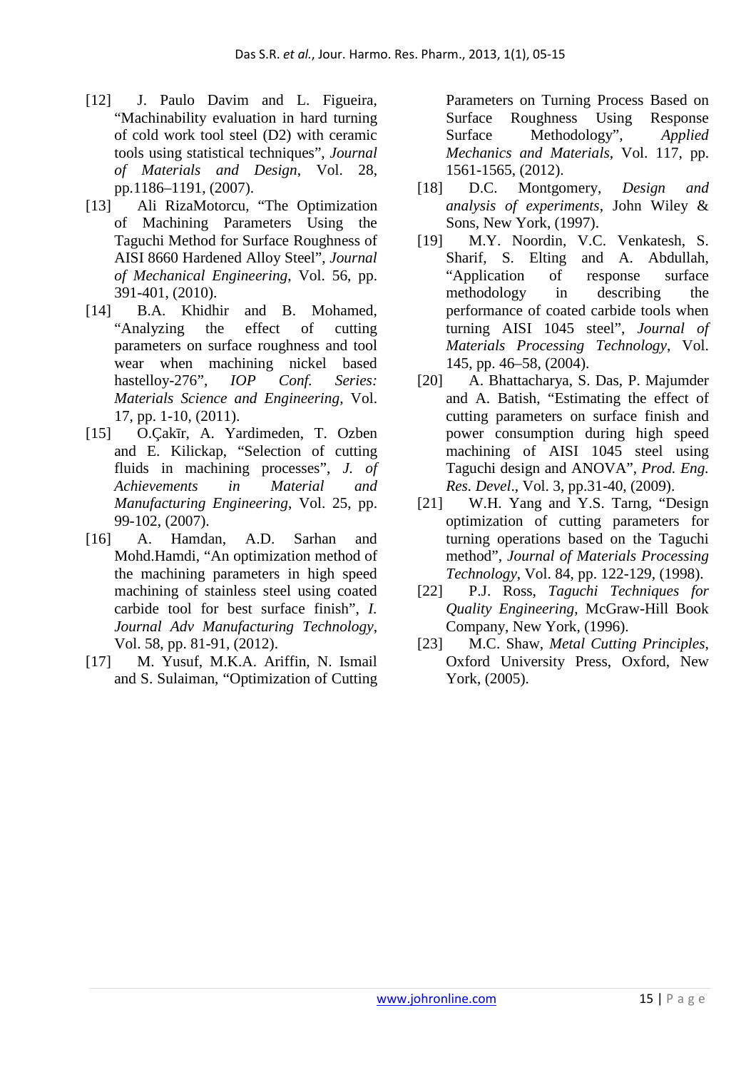[12] J. Paulo Davim and L. Figueira, “Machinability evaluation in hard turning of cold work tool steel (D2) with ceramic tools using statistical techniques”, *Journal of Materials and Design*, Vol. 28, pp.1186–1191, (2007).

[13] Ali RizaMotorcu, “The Optimization of Machining Parameters Using the Taguchi Method for Surface Roughness of AISI 8660 Hardened Alloy Steel”, *Journal of Mechanical Engineering*, Vol. 56, pp. 391-401, (2010).

[14] B.A. Khidhir and B. Mohamed, “Analyzing the effect of cutting parameters on surface roughness and tool wear when machining nickel based hastelloy-276”, *IOP Conf. Series: Materials Science and Engineering*, Vol. 17, pp. 1-10, (2011).

[15] O.Çakīr, A. Yardimeden, T. Ozben and E. Kilickap, “Selection of cutting fluids in machining processes”, *J. of Achievements in Material and Manufacturing Engineering*, Vol. 25, pp. 99-102, (2007).

[16] A. Hamdan, A.D. Sarhan and Mohd.Hamdi, “An optimization method of the machining parameters in high speed machining of stainless steel using coated carbide tool for best surface finish”, *I. Journal Adv Manufacturing Technology*, Vol. 58, pp. 81-91, (2012).

[17] M. Yusuf, M.K.A. Ariffin, N. Ismail and S. Sulaiman, “Optimization of Cutting Parameters on Turning Process Based on Surface Roughness Using Response Surface Methodology”, *Applied Mechanics and Materials*, Vol. 117, pp. 1561-1565, (2012).

[18] D.C. Montgomery, *Design and analysis of experiments*, John Wiley & Sons, New York, (1997).

[19] M.Y. Noordin, V.C. Venkatesh, S. Sharif, S. Elting and A. Abdullah, “Application of response surface methodology in describing the performance of coated carbide tools when turning AISI 1045 steel”, *Journal of Materials Processing Technology*, Vol. 145, pp. 46–58, (2004).

[20] A. Bhattacharya, S. Das, P. Majumder and A. Batish, “Estimating the effect of cutting parameters on surface finish and power consumption during high speed machining of AISI 1045 steel using Taguchi design and ANOVA”, *Prod. Eng. Res. Devel.*, Vol. 3, pp.31-40, (2009).

[21] W.H. Yang and Y.S. Tarng, “Design optimization of cutting parameters for turning operations based on the Taguchi method”, *Journal of Materials Processing Technology*, Vol. 84, pp. 122-129, (1998).

[22] P.J. Ross, *Taguchi Techniques for Quality Engineering*, McGraw-Hill Book Company, New York, (1996).

[23] M.C. Shaw, *Metal Cutting Principles*, Oxford University Press, Oxford, New York, (2005).